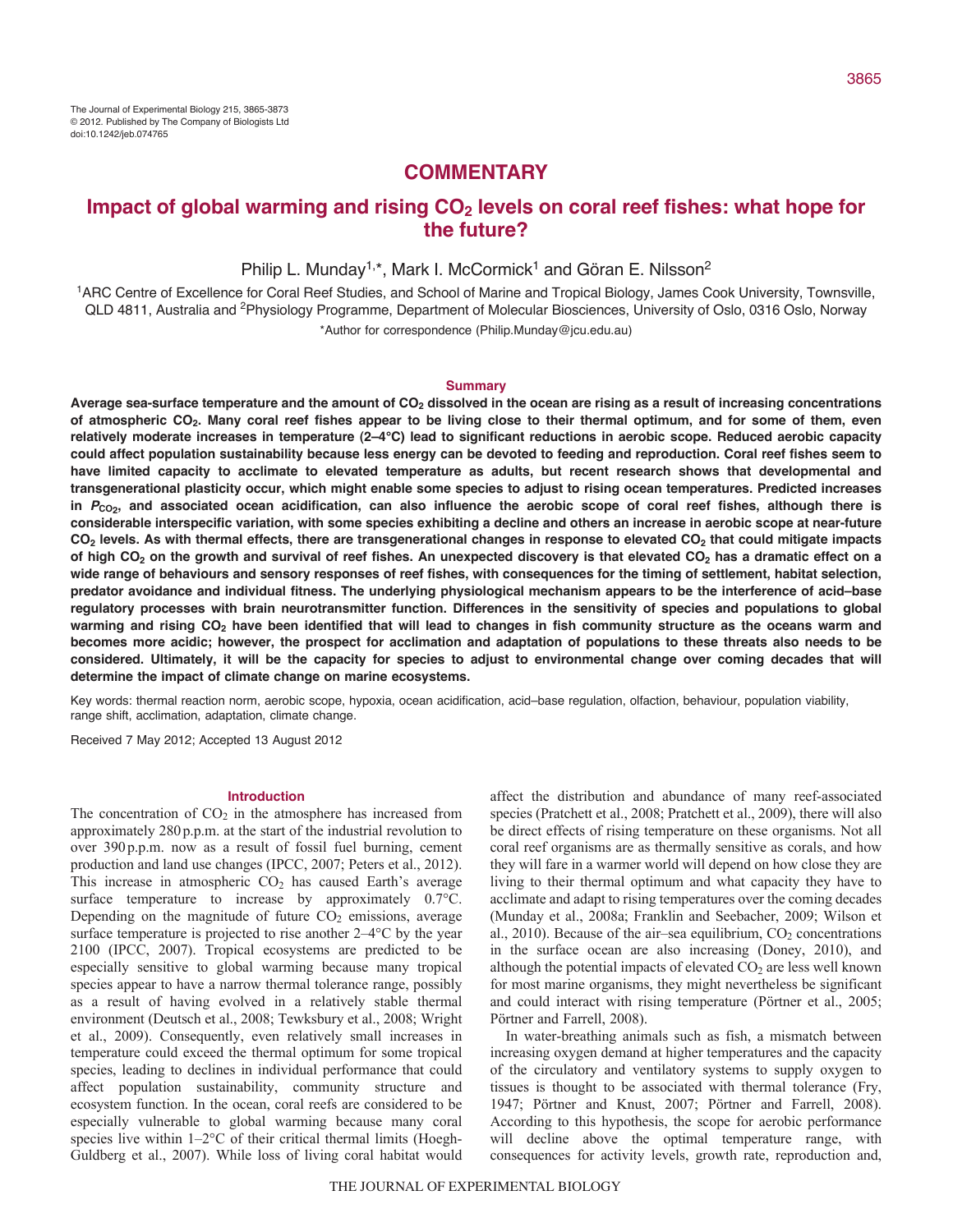The Journal of Experimental Biology 215, 3865-3873
© 2012. Published by The Company of Biologists Ltd
doi:10.1242/jeb.074765

## COMMENTARY

# Impact of global warming and rising $CO_2$ levels on coral reef fishes: what hope for the future?

Philip L. Munday[1,*], Mark I. McCormick[1] and Göran E. Nilsson[2]

[1]ARC Centre of Excellence for Coral Reef Studies, and School of Marine and Tropical Biology, James Cook University, Townsville, QLD 4811, Australia and [2]Physiology Programme, Department of Molecular Biosciences, University of Oslo, 0316 Oslo, Norway

*Author for correspondence (Philip.Munday@jcu.edu.au)

### Summary

**Average sea-surface temperature and the amount of $CO_2$ dissolved in the ocean are rising as a result of increasing concentrations of atmospheric $CO_2$. Many coral reef fishes appear to be living close to their thermal optimum, and for some of them, even relatively moderate increases in temperature (2–4°C) lead to significant reductions in aerobic scope. Reduced aerobic capacity could affect population sustainability because less energy can be devoted to feeding and reproduction. Coral reef fishes seem to have limited capacity to acclimate to elevated temperature as adults, but recent research shows that developmental and transgenerational plasticity occur, which might enable some species to adjust to rising ocean temperatures. Predicted increases in $P_{CO_2}$, and associated ocean acidification, can also influence the aerobic scope of coral reef fishes, although there is considerable interspecific variation, with some species exhibiting a decline and others an increase in aerobic scope at near-future $CO_2$ levels. As with thermal effects, there are transgenerational changes in response to elevated $CO_2$ that could mitigate impacts of high $CO_2$ on the growth and survival of reef fishes. An unexpected discovery is that elevated $CO_2$ has a dramatic effect on a wide range of behaviours and sensory responses of reef fishes, with consequences for the timing of settlement, habitat selection, predator avoidance and individual fitness. The underlying physiological mechanism appears to be the interference of acid–base regulatory processes with brain neurotransmitter function. Differences in the sensitivity of species and populations to global warming and rising $CO_2$ have been identified that will lead to changes in fish community structure as the oceans warm and becomes more acidic; however, the prospect for acclimation and adaptation of populations to these threats also needs to be considered. Ultimately, it will be the capacity for species to adjust to environmental change over coming decades that will determine the impact of climate change on marine ecosystems.**

Key words: thermal reaction norm, aerobic scope, hypoxia, ocean acidification, acid–base regulation, olfaction, behaviour, population viability, range shift, acclimation, adaptation, climate change.

Received 7 May 2012; Accepted 13 August 2012

### Introduction

The concentration of $CO_2$ in the atmosphere has increased from approximately 280 p.p.m. at the start of the industrial revolution to over 390 p.p.m. now as a result of fossil fuel burning, cement production and land use changes (IPCC, 2007; Peters et al., 2012). This increase in atmospheric $CO_2$ has caused Earth's average surface temperature to increase by approximately 0.7°C. Depending on the magnitude of future $CO_2$ emissions, average surface temperature is projected to rise another 2–4°C by the year 2100 (IPCC, 2007). Tropical ecosystems are predicted to be especially sensitive to global warming because many tropical species appear to have a narrow thermal tolerance range, possibly as a result of having evolved in a relatively stable thermal environment (Deutsch et al., 2008; Tewksbury et al., 2008; Wright et al., 2009). Consequently, even relatively small increases in temperature could exceed the thermal optimum for some tropical species, leading to declines in individual performance that could affect population sustainability, community structure and ecosystem function. In the ocean, coral reefs are considered to be especially vulnerable to global warming because many coral species live within 1–2°C of their critical thermal limits (Hoegh-Guldberg et al., 2007). While loss of living coral habitat would affect the distribution and abundance of many reef-associated species (Pratchett et al., 2008; Pratchett et al., 2009), there will also be direct effects of rising temperature on these organisms. Not all coral reef organisms are as thermally sensitive as corals, and how they will fare in a warmer world will depend on how close they are living to their thermal optimum and what capacity they have to acclimate and adapt to rising temperatures over the coming decades (Munday et al., 2008a; Franklin and Seebacher, 2009; Wilson et al., 2010). Because of the air–sea equilibrium, $CO_2$ concentrations in the surface ocean are also increasing (Doney, 2010), and although the potential impacts of elevated $CO_2$ are less well known for most marine organisms, they might nevertheless be significant and could interact with rising temperature (Pörtner et al., 2005; Pörtner and Farrell, 2008).

In water-breathing animals such as fish, a mismatch between increasing oxygen demand at higher temperatures and the capacity of the circulatory and ventilatory systems to supply oxygen to tissues is thought to be associated with thermal tolerance (Fry, 1947; Pörtner and Knust, 2007; Pörtner and Farrell, 2008). According to this hypothesis, the scope for aerobic performance will decline above the optimal temperature range, with consequences for activity levels, growth rate, reproduction and,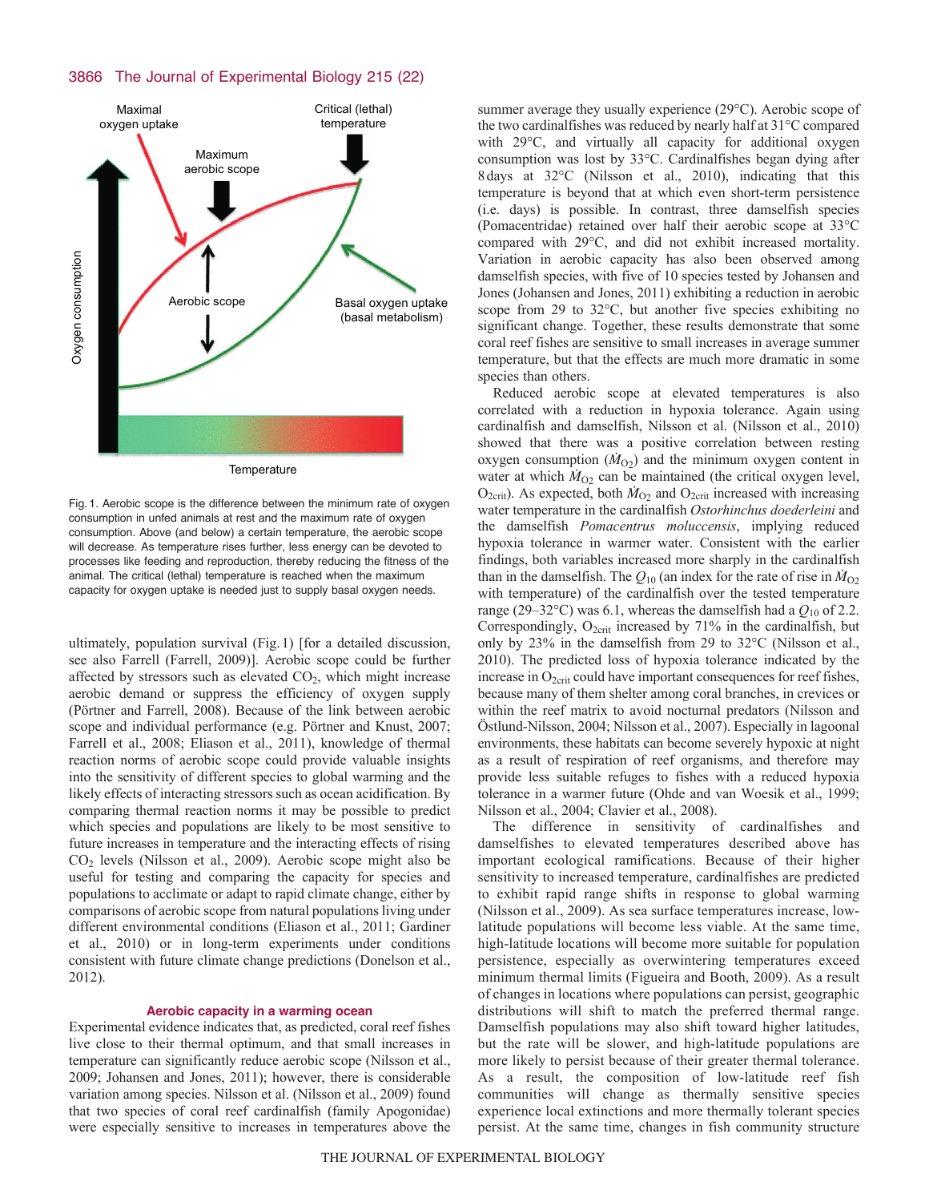Fig. 1. Aerobic scope is the difference between the minimum rate of oxygen consumption in unfed animals at rest and the maximum rate of oxygen consumption. Above (and below) a certain temperature, the aerobic scope will decrease. As temperature rises further, less energy can be devoted to processes like feeding and reproduction, thereby reducing the fitness of the animal. The critical (lethal) temperature is reached when the maximum capacity for oxygen uptake is needed just to supply basal oxygen needs.

ultimately, population survival (Fig. 1) [for a detailed discussion, see also Farrell (Farrell, 2009)]. Aerobic scope could be further affected by stressors such as elevated $CO_2$, which might increase aerobic demand or suppress the efficiency of oxygen supply (Pörtner and Farrell, 2008). Because of the link between aerobic scope and individual performance (e.g. Pörtner and Knust, 2007; Farrell et al., 2008; Eliason et al., 2011), knowledge of thermal reaction norms of aerobic scope could provide valuable insights into the sensitivity of different species to global warming and the likely effects of interacting stressors such as ocean acidification. By comparing thermal reaction norms it may be possible to predict which species and populations are likely to be most sensitive to future increases in temperature and the interacting effects of rising $CO_2$ levels (Nilsson et al., 2009). Aerobic scope might also be useful for testing and comparing the capacity for species and populations to acclimate or adapt to rapid climate change, either by comparisons of aerobic scope from natural populations living under different environmental conditions (Eliason et al., 2011; Gardiner et al., 2010) or in long-term experiments under conditions consistent with future climate change predictions (Donelson et al., 2012).

## Aerobic capacity in a warming ocean

Experimental evidence indicates that, as predicted, coral reef fishes live close to their thermal optimum, and that small increases in temperature can significantly reduce aerobic scope (Nilsson et al., 2009; Johansen and Jones, 2011); however, there is considerable variation among species. Nilsson et al. (Nilsson et al., 2009) found that two species of coral reef cardinalfish (family Apogonidae) were especially sensitive to increases in temperatures above the summer average they usually experience (29°C). Aerobic scope of the two cardinalfishes was reduced by nearly half at 31°C compared with 29°C, and virtually all capacity for additional oxygen consumption was lost by 33°C. Cardinalfishes began dying after 8 days at 32°C (Nilsson et al., 2010), indicating that this temperature is beyond that at which even short-term persistence (i.e. days) is possible. In contrast, three damselfish species (Pomacentridae) retained over half their aerobic scope at 33°C compared with 29°C, and did not exhibit increased mortality. Variation in aerobic capacity has also been observed among damselfish species, with five of 10 species tested by Johansen and Jones (Johansen and Jones, 2011) exhibiting a reduction in aerobic scope from 29 to 32°C, but another five species exhibiting no significant change. Together, these results demonstrate that some coral reef fishes are sensitive to small increases in average summer temperature, but that the effects are much more dramatic in some species than others.

Reduced aerobic scope at elevated temperatures is also correlated with a reduction in hypoxia tolerance. Again using cardinalfish and damselfish, Nilsson et al. (Nilsson et al., 2010) showed that there was a positive correlation between resting oxygen consumption ($\dot{M}_{O_2}$) and the minimum oxygen content in water at which $\dot{M}_{O_2}$ can be maintained (the critical oxygen level, $O_{2crit}$). As expected, both $\dot{M}_{O_2}$ and $O_{2crit}$ increased with increasing water temperature in the cardinalfish *Ostorhinchus doederleini* and the damselfish *Pomacentrus moluccensis*, implying reduced hypoxia tolerance in warmer water. Consistent with the earlier findings, both variables increased more sharply in the cardinalfish than in the damselfish. The $Q_{10}$ (an index for the rate of rise in $\dot{M}_{O_2}$ with temperature) of the cardinalfish over the tested temperature range (29–32°C) was 6.1, whereas the damselfish had a $Q_{10}$ of 2.2. Correspondingly, $O_{2crit}$ increased by 71% in the cardinalfish, but only by 23% in the damselfish from 29 to 32°C (Nilsson et al., 2010). The predicted loss of hypoxia tolerance indicated by the increase in $O_{2crit}$ could have important consequences for reef fishes, because many of them shelter among coral branches, in crevices or within the reef matrix to avoid nocturnal predators (Nilsson and Östlund-Nilsson, 2004; Nilsson et al., 2007). Especially in lagoonal environments, these habitats can become severely hypoxic at night as a result of respiration of reef organisms, and therefore may provide less suitable refuges to fishes with a reduced hypoxia tolerance in a warmer future (Ohde and van Woesik et al., 1999; Nilsson et al., 2004; Clavier et al., 2008).

The difference in sensitivity of cardinalfishes and damselfishes to elevated temperatures described above has important ecological ramifications. Because of their higher sensitivity to increased temperature, cardinalfishes are predicted to exhibit rapid range shifts in response to global warming (Nilsson et al., 2009). As sea surface temperatures increase, low-latitude populations will become less viable. At the same time, high-latitude locations will become more suitable for population persistence, especially as overwintering temperatures exceed minimum thermal limits (Figueira and Booth, 2009). As a result of changes in locations where populations can persist, geographic distributions will shift to match the preferred thermal range. Damselfish populations may also shift toward higher latitudes, but the rate will be slower, and high-latitude populations are more likely to persist because of their greater thermal tolerance. As a result, the composition of low-latitude reef fish communities will change as thermally sensitive species experience local extinctions and more thermally tolerant species persist. At the same time, changes in fish community structure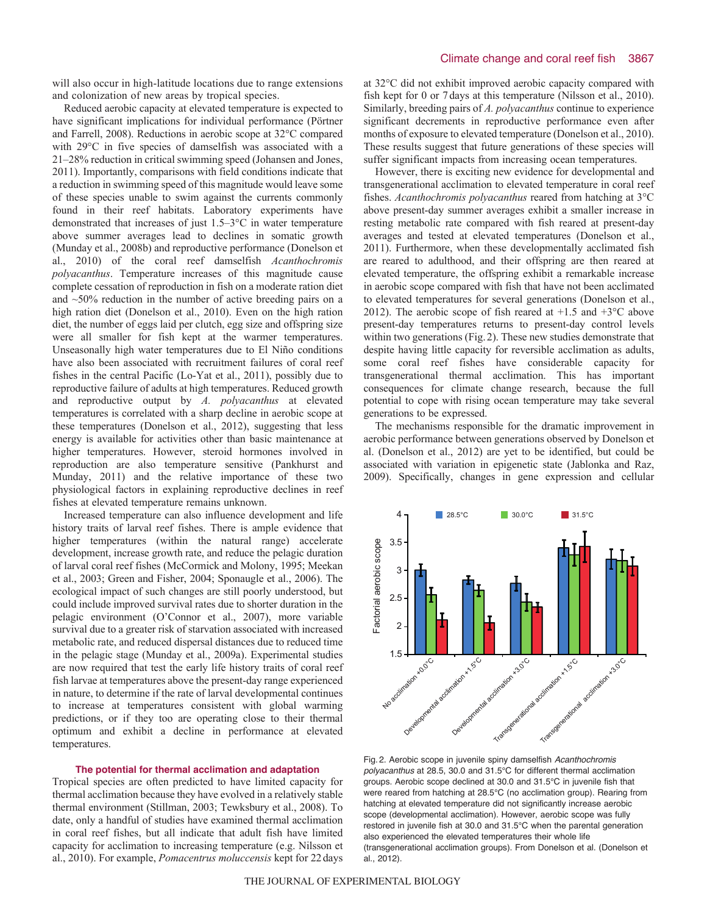will also occur in high-latitude locations due to range extensions and colonization of new areas by tropical species.

Reduced aerobic capacity at elevated temperature is expected to have significant implications for individual performance (Pörtner and Farrell, 2008). Reductions in aerobic scope at 32°C compared with 29°C in five species of damselfish was associated with a 21–28% reduction in critical swimming speed (Johansen and Jones, 2011). Importantly, comparisons with field conditions indicate that a reduction in swimming speed of this magnitude would leave some of these species unable to swim against the currents commonly found in their reef habitats. Laboratory experiments have demonstrated that increases of just 1.5–3°C in water temperature above summer averages lead to declines in somatic growth (Munday et al., 2008b) and reproductive performance (Donelson et al., 2010) of the coral reef damselfish *Acanthochromis polyacanthus*. Temperature increases of this magnitude cause complete cessation of reproduction in fish on a moderate ration diet and ~50% reduction in the number of active breeding pairs on a high ration diet (Donelson et al., 2010). Even on the high ration diet, the number of eggs laid per clutch, egg size and offspring size were all smaller for fish kept at the warmer temperatures. Unseasonally high water temperatures due to El Niño conditions have also been associated with recruitment failures of coral reef fishes in the central Pacific (Lo-Yat et al., 2011), possibly due to reproductive failure of adults at high temperatures. Reduced growth and reproductive output by *A. polyacanthus* at elevated temperatures is correlated with a sharp decline in aerobic scope at these temperatures (Donelson et al., 2012), suggesting that less energy is available for activities other than basic maintenance at higher temperatures. However, steroid hormones involved in reproduction are also temperature sensitive (Pankhurst and Munday, 2011) and the relative importance of these two physiological factors in explaining reproductive declines in reef fishes at elevated temperature remains unknown.

Increased temperature can also influence development and life history traits of larval reef fishes. There is ample evidence that higher temperatures (within the natural range) accelerate development, increase growth rate, and reduce the pelagic duration of larval coral reef fishes (McCormick and Molony, 1995; Meekan et al., 2003; Green and Fisher, 2004; Sponaugle et al., 2006). The ecological impact of such changes are still poorly understood, but could include improved survival rates due to shorter duration in the pelagic environment (O'Connor et al., 2007), more variable survival due to a greater risk of starvation associated with increased metabolic rate, and reduced dispersal distances due to reduced time in the pelagic stage (Munday et al., 2009a). Experimental studies are now required that test the early life history traits of coral reef fish larvae at temperatures above the present-day range experienced in nature, to determine if the rate of larval developmental continues to increase at temperatures consistent with global warming predictions, or if they too are operating close to their thermal optimum and exhibit a decline in performance at elevated temperatures.

## The potential for thermal acclimation and adaptation

Tropical species are often predicted to have limited capacity for thermal acclimation because they have evolved in a relatively stable thermal environment (Stillman, 2003; Tewksbury et al., 2008). To date, only a handful of studies have examined thermal acclimation in coral reef fishes, but all indicate that adult fish have limited capacity for acclimation to increasing temperature (e.g. Nilsson et al., 2010). For example, *Pomacentrus moluccensis* kept for 22 days at 32°C did not exhibit improved aerobic capacity compared with fish kept for 0 or 7 days at this temperature (Nilsson et al., 2010). Similarly, breeding pairs of *A. polyacanthus* continue to experience significant decrements in reproductive performance even after months of exposure to elevated temperature (Donelson et al., 2010). These results suggest that future generations of these species will suffer significant impacts from increasing ocean temperatures.

However, there is exciting new evidence for developmental and transgenerational acclimation to elevated temperature in coral reef fishes. *Acanthochromis polyacanthus* reared from hatching at 3°C above present-day summer averages exhibit a smaller increase in resting metabolic rate compared with fish reared at present-day averages and tested at elevated temperatures (Donelson et al., 2011). Furthermore, when these developmentally acclimated fish are reared to adulthood, and their offspring are then reared at elevated temperature, the offspring exhibit a remarkable increase in aerobic scope compared with fish that have not been acclimated to elevated temperatures for several generations (Donelson et al., 2012). The aerobic scope of fish reared at +1.5 and +3°C above present-day temperatures returns to present-day control levels within two generations (Fig. 2). These new studies demonstrate that despite having little capacity for reversible acclimation as adults, some coral reef fishes have considerable capacity for transgenerational thermal acclimation. This has important consequences for climate change research, because the full potential to cope with rising ocean temperature may take several generations to be expressed.

The mechanisms responsible for the dramatic improvement in aerobic performance between generations observed by Donelson et al. (Donelson et al., 2012) are yet to be identified, but could be associated with variation in epigenetic state (Jablonka and Raz, 2009). Specifically, changes in gene expression and cellular

Fig. 2. Aerobic scope in juvenile spiny damselfish *Acanthochromis polyacanthus* at 28.5, 30.0 and 31.5°C for different thermal acclimation groups. Aerobic scope declined at 30.0 and 31.5°C in juvenile fish that were reared from hatching at 28.5°C (no acclimation group). Rearing from hatching at elevated temperature did not significantly increase aerobic scope (developmental acclimation). However, aerobic scope was fully restored in juvenile fish at 30.0 and 31.5°C when the parental generation also experienced the elevated temperatures their whole life (transgenerational acclimation groups). From Donelson et al. (Donelson et al., 2012).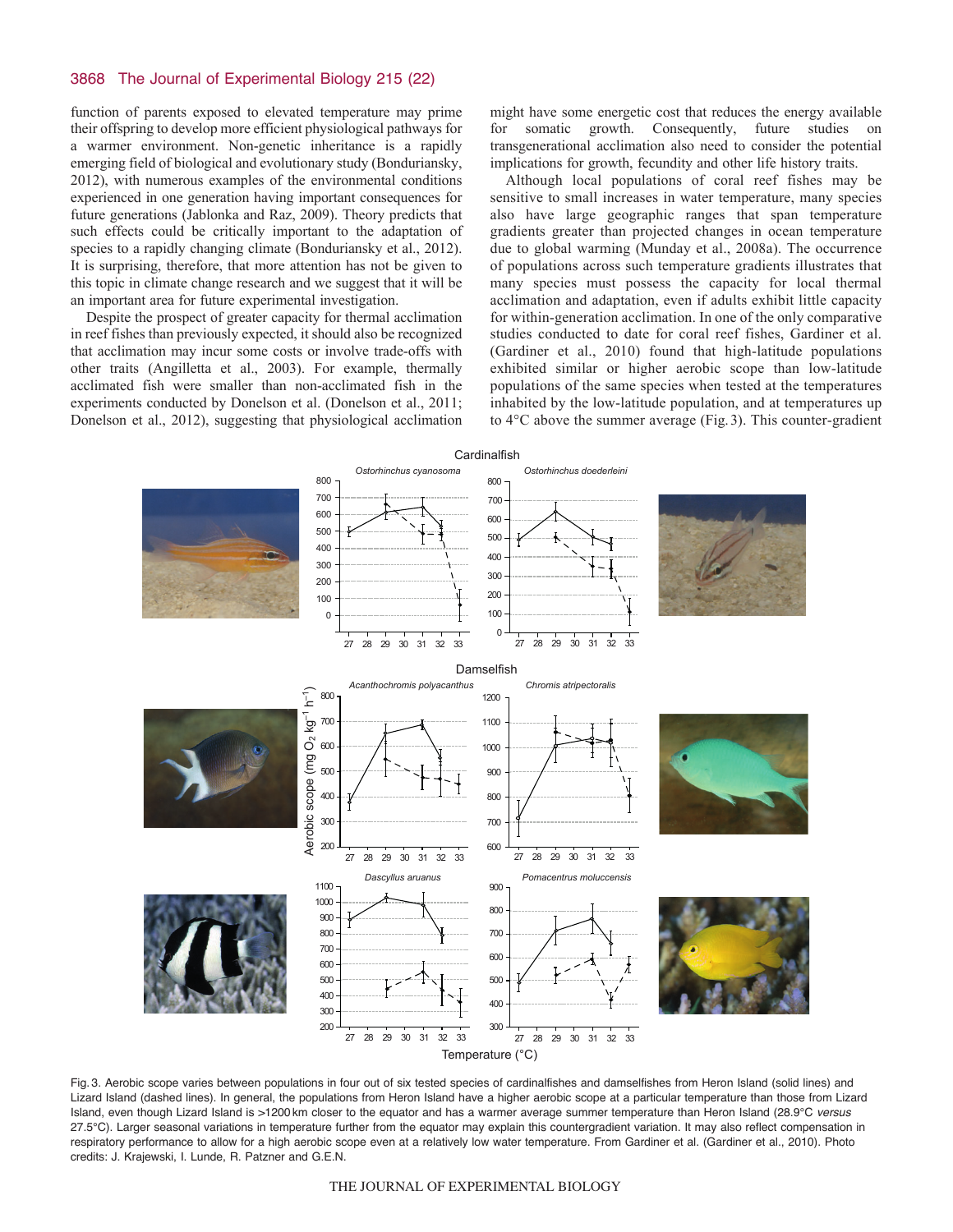function of parents exposed to elevated temperature may prime their offspring to develop more efficient physiological pathways for a warmer environment. Non-genetic inheritance is a rapidly emerging field of biological and evolutionary study (Bonduriansky, 2012), with numerous examples of the environmental conditions experienced in one generation having important consequences for future generations (Jablonka and Raz, 2009). Theory predicts that such effects could be critically important to the adaptation of species to a rapidly changing climate (Bonduriansky et al., 2012). It is surprising, therefore, that more attention has not be given to this topic in climate change research and we suggest that it will be an important area for future experimental investigation.

Despite the prospect of greater capacity for thermal acclimation in reef fishes than previously expected, it should also be recognized that acclimation may incur some costs or involve trade-offs with other traits (Angilletta et al., 2003). For example, thermally acclimated fish were smaller than non-acclimated fish in the experiments conducted by Donelson et al. (Donelson et al., 2011; Donelson et al., 2012), suggesting that physiological acclimation might have some energetic cost that reduces the energy available for somatic growth. Consequently, future studies on transgenerational acclimation also need to consider the potential implications for growth, fecundity and other life history traits.

Although local populations of coral reef fishes may be sensitive to small increases in water temperature, many species also have large geographic ranges that span temperature gradients greater than projected changes in ocean temperature due to global warming (Munday et al., 2008a). The occurrence of populations across such temperature gradients illustrates that many species must possess the capacity for local thermal acclimation and adaptation, even if adults exhibit little capacity for within-generation acclimation. In one of the only comparative studies conducted to date for coral reef fishes, Gardiner et al. (Gardiner et al., 2010) found that high-latitude populations exhibited similar or higher aerobic scope than low-latitude populations of the same species when tested at the temperatures inhabited by the low-latitude population, and at temperatures up to 4°C above the summer average (Fig. 3). This counter-gradient

Fig. 3. Aerobic scope varies between populations in four out of six tested species of cardinalfishes and damselfishes from Heron Island (solid lines) and Lizard Island (dashed lines). In general, the populations from Heron Island have a higher aerobic scope at a particular temperature than those from Lizard Island, even though Lizard Island is >1200 km closer to the equator and has a warmer average summer temperature than Heron Island (28.9°C *versus* 27.5°C). Larger seasonal variations in temperature further from the equator may explain this countergradient variation. It may also reflect compensation in respiratory performance to allow for a high aerobic scope even at a relatively low water temperature. From Gardiner et al. (Gardiner et al., 2010). Photo credits: J. Krajewski, I. Lunde, R. Patzner and G.E.N.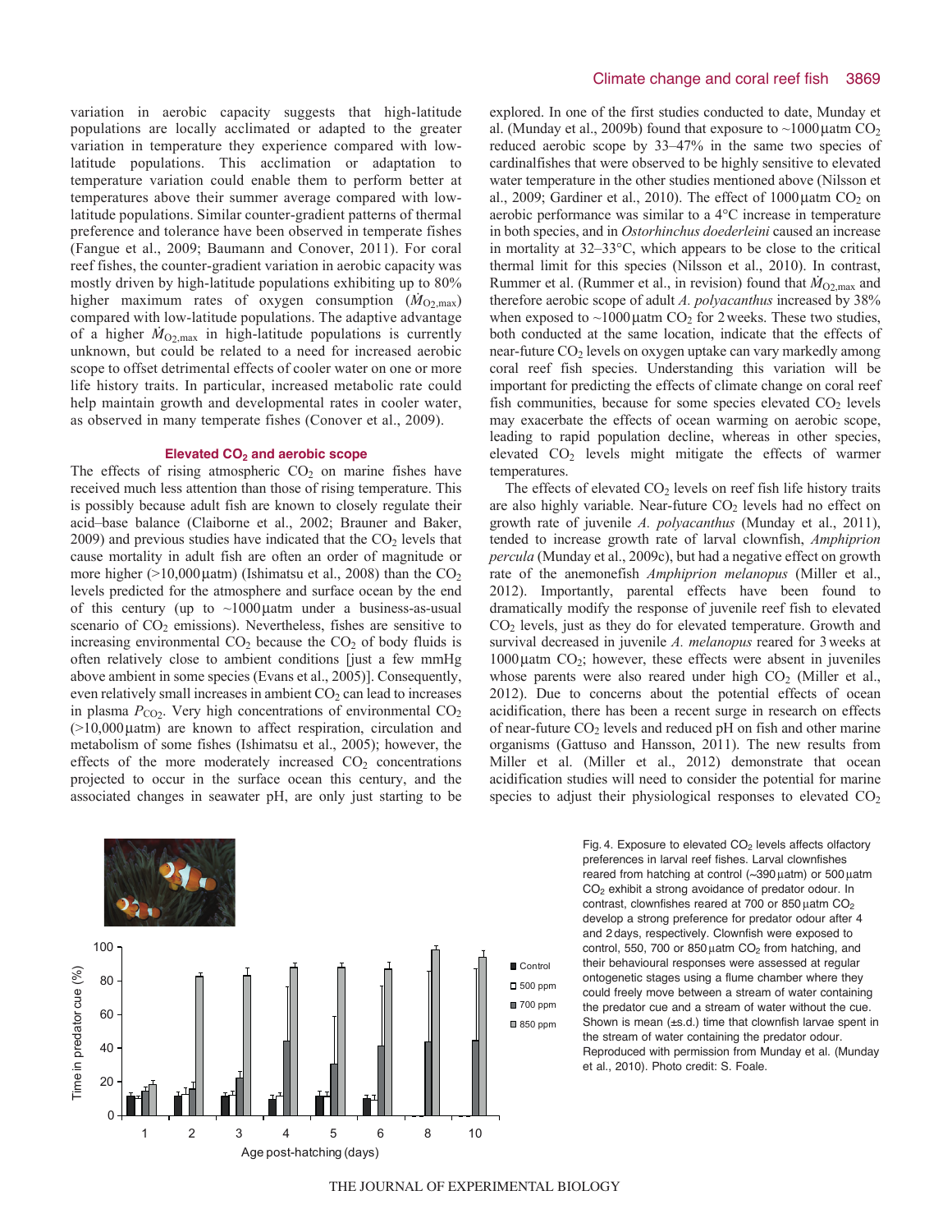variation in aerobic capacity suggests that high-latitude populations are locally acclimated or adapted to the greater variation in temperature they experience compared with low-latitude populations. This acclimation or adaptation to temperature variation could enable them to perform better at temperatures above their summer average compared with low-latitude populations. Similar counter-gradient patterns of thermal preference and tolerance have been observed in temperate fishes (Fangue et al., 2009; Baumann and Conover, 2011). For coral reef fishes, the counter-gradient variation in aerobic capacity was mostly driven by high-latitude populations exhibiting up to 80% higher maximum rates of oxygen consumption ($\dot{M}_{O2,max}$) compared with low-latitude populations. The adaptive advantage of a higher $\dot{M}_{O2,max}$ in high-latitude populations is currently unknown, but could be related to a need for increased aerobic scope to offset detrimental effects of cooler water on one or more life history traits. In particular, increased metabolic rate could help maintain growth and developmental rates in cooler water, as observed in many temperate fishes (Conover et al., 2009).

### Elevated $CO_2$ and aerobic scope

The effects of rising atmospheric $CO_2$ on marine fishes have received much less attention than those of rising temperature. This is possibly because adult fish are known to closely regulate their acid–base balance (Claiborne et al., 2002; Brauner and Baker, 2009) and previous studies have indicated that the $CO_2$ levels that cause mortality in adult fish are often an order of magnitude or more higher (>10,000 μatm) (Ishimatsu et al., 2008) than the $CO_2$ levels predicted for the atmosphere and surface ocean by the end of this century (up to ~1000 μatm under a business-as-usual scenario of $CO_2$ emissions). Nevertheless, fishes are sensitive to increasing environmental $CO_2$ because the $CO_2$ of body fluids is often relatively close to ambient conditions [just a few mmHg above ambient in some species (Evans et al., 2005)]. Consequently, even relatively small increases in ambient $CO_2$ can lead to increases in plasma $P_{CO2}$. Very high concentrations of environmental $CO_2$ (>10,000 μatm) are known to affect respiration, circulation and metabolism of some fishes (Ishimatsu et al., 2005); however, the effects of the more moderately increased $CO_2$ concentrations projected to occur in the surface ocean this century, and the associated changes in seawater pH, are only just starting to be explored. In one of the first studies conducted to date, Munday et al. (Munday et al., 2009b) found that exposure to ~1000 μatm $CO_2$ reduced aerobic scope by 33–47% in the same two species of cardinalfishes that were observed to be highly sensitive to elevated water temperature in the other studies mentioned above (Nilsson et al., 2009; Gardiner et al., 2010). The effect of 1000 μatm $CO_2$ on aerobic performance was similar to a 4°C increase in temperature in both species, and in *Ostorhinchus doederleini* caused an increase in mortality at 32–33°C, which appears to be close to the critical thermal limit for this species (Nilsson et al., 2010). In contrast, Rummer et al. (Rummer et al., in revision) found that $\dot{M}_{O2,max}$ and therefore aerobic scope of adult *A. polyacanthus* increased by 38% when exposed to ~1000 μatm $CO_2$ for 2 weeks. These two studies, both conducted at the same location, indicate that the effects of near-future $CO_2$ levels on oxygen uptake can vary markedly among coral reef fish species. Understanding this variation will be important for predicting the effects of climate change on coral reef fish communities, because for some species elevated $CO_2$ levels may exacerbate the effects of ocean warming on aerobic scope, leading to rapid population decline, whereas in other species, elevated $CO_2$ levels might mitigate the effects of warmer temperatures.

The effects of elevated $CO_2$ levels on reef fish life history traits are also highly variable. Near-future $CO_2$ levels had no effect on growth rate of juvenile *A. polyacanthus* (Munday et al., 2011), tended to increase growth rate of larval clownfish, *Amphiprion percula* (Munday et al., 2009c), but had a negative effect on growth rate of the anemonefish *Amphiprion melanopus* (Miller et al., 2012). Importantly, parental effects have been found to dramatically modify the response of juvenile reef fish to elevated $CO_2$ levels, just as they do for elevated temperature. Growth and survival decreased in juvenile *A. melanopus* reared for 3 weeks at 1000 μatm $CO_2$; however, these effects were absent in juveniles whose parents were also reared under high $CO_2$ (Miller et al., 2012). Due to concerns about the potential effects of ocean acidification, there has been a recent surge in research on effects of near-future $CO_2$ levels and reduced pH on fish and other marine organisms (Gattuso and Hansson, 2011). The new results from Miller et al. (Miller et al., 2012) demonstrate that ocean acidification studies will need to consider the potential for marine species to adjust their physiological responses to elevated $CO_2$

Fig. 4. Exposure to elevated $CO_2$ levels affects olfactory preferences in larval reef fishes. Larval clownfishes reared from hatching at control (~390 μatm) or 500 μatm $CO_2$ exhibit a strong avoidance of predator odour. In contrast, clownfishes reared at 700 or 850 μatm $CO_2$ develop a strong preference for predator odour after 4 and 2 days, respectively. Clownfish were exposed to control, 550, 700 or 850 μatm $CO_2$ from hatching, and their behavioural responses were assessed at regular ontogenetic stages using a flume chamber where they could freely move between a stream of water containing the predator cue and a stream of water without the cue. Shown is mean (±s.d.) time that clownfish larvae spent in the stream of water containing the predator odour. Reproduced with permission from Munday et al. (Munday et al., 2010). Photo credit: S. Foale.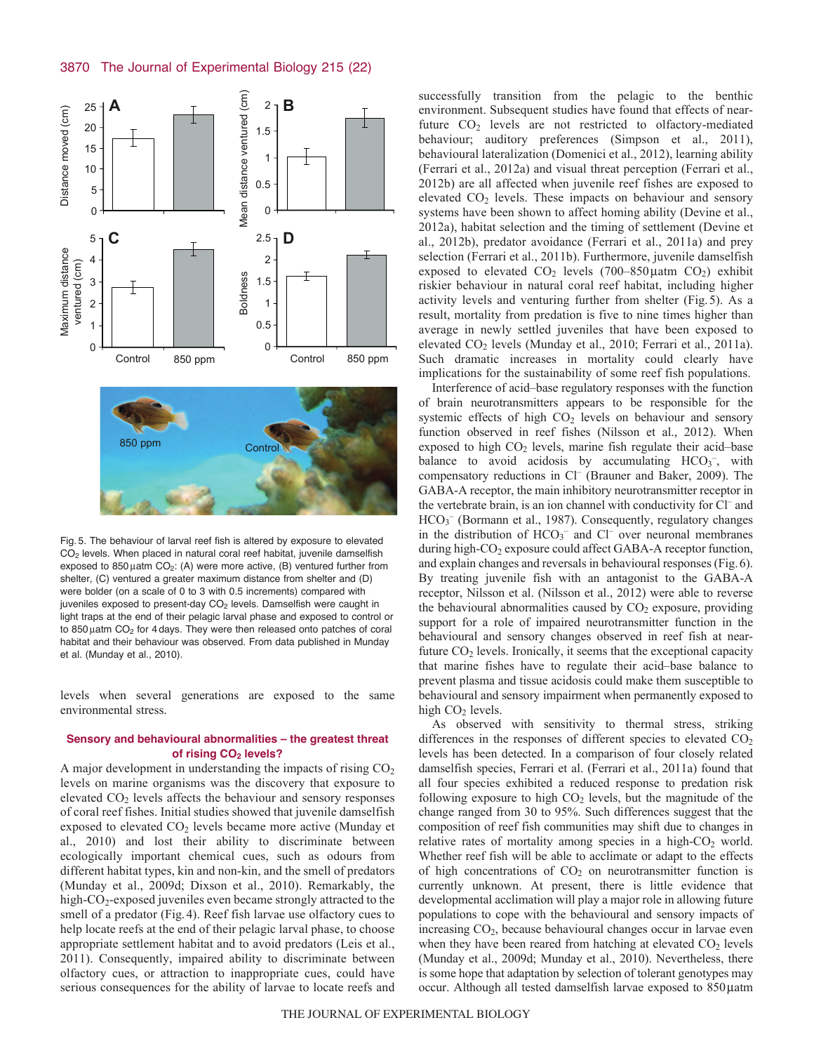Fig. 5. The behaviour of larval reef fish is altered by exposure to elevated $CO_2$ levels. When placed in natural coral reef habitat, juvenile damselfish exposed to 850 µatm $CO_2$: (A) were more active, (B) ventured further from shelter, (C) ventured a greater maximum distance from shelter and (D) were bolder (on a scale of 0 to 3 with 0.5 increments) compared with juveniles exposed to present-day $CO_2$ levels. Damselfish were caught in light traps at the end of their pelagic larval phase and exposed to control or to 850 µatm $CO_2$ for 4 days. They were then released onto patches of coral habitat and their behaviour was observed. From data published in Munday et al. (Munday et al., 2010).

levels when several generations are exposed to the same environmental stress.

## Sensory and behavioural abnormalities – the greatest threat of rising $CO_2$ levels?

A major development in understanding the impacts of rising $CO_2$ levels on marine organisms was the discovery that exposure to elevated $CO_2$ levels affects the behaviour and sensory responses of coral reef fishes. Initial studies showed that juvenile damselfish exposed to elevated $CO_2$ levels became more active (Munday et al., 2010) and lost their ability to discriminate between ecologically important chemical cues, such as odours from different habitat types, kin and non-kin, and the smell of predators (Munday et al., 2009d; Dixson et al., 2010). Remarkably, the high-$CO_2$-exposed juveniles even became strongly attracted to the smell of a predator (Fig. 4). Reef fish larvae use olfactory cues to help locate reefs at the end of their pelagic larval phase, to choose appropriate settlement habitat and to avoid predators (Leis et al., 2011). Consequently, impaired ability to discriminate between olfactory cues, or attraction to inappropriate cues, could have serious consequences for the ability of larvae to locate reefs and successfully transition from the pelagic to the benthic environment. Subsequent studies have found that effects of near-future $CO_2$ levels are not restricted to olfactory-mediated behaviour; auditory preferences (Simpson et al., 2011), behavioural lateralization (Domenici et al., 2012), learning ability (Ferrari et al., 2012a) and visual threat perception (Ferrari et al., 2012b) are all affected when juvenile reef fishes are exposed to elevated $CO_2$ levels. These impacts on behaviour and sensory systems have been shown to affect homing ability (Devine et al., 2012a), habitat selection and the timing of settlement (Devine et al., 2012b), predator avoidance (Ferrari et al., 2011a) and prey selection (Ferrari et al., 2011b). Furthermore, juvenile damselfish exposed to elevated $CO_2$ levels (700–850 µatm $CO_2$) exhibit riskier behaviour in natural coral reef habitat, including higher activity levels and venturing further from shelter (Fig. 5). As a result, mortality from predation is five to nine times higher than average in newly settled juveniles that have been exposed to elevated $CO_2$ levels (Munday et al., 2010; Ferrari et al., 2011a). Such dramatic increases in mortality could clearly have implications for the sustainability of some reef fish populations.

Interference of acid–base regulatory responses with the function of brain neurotransmitters appears to be responsible for the systemic effects of high $CO_2$ levels on behaviour and sensory function observed in reef fishes (Nilsson et al., 2012). When exposed to high $CO_2$ levels, marine fish regulate their acid–base balance to avoid acidosis by accumulating $HCO_3^-$, with compensatory reductions in $Cl^-$ (Brauner and Baker, 2009). The GABA-A receptor, the main inhibitory neurotransmitter receptor in the vertebrate brain, is an ion channel with conductivity for $Cl^-$ and $HCO_3^-$ (Bormann et al., 1987). Consequently, regulatory changes in the distribution of $HCO_3^-$ and $Cl^-$ over neuronal membranes during high-$CO_2$ exposure could affect GABA-A receptor function, and explain changes and reversals in behavioural responses (Fig. 6). By treating juvenile fish with an antagonist to the GABA-A receptor, Nilsson et al. (Nilsson et al., 2012) were able to reverse the behavioural abnormalities caused by $CO_2$ exposure, providing support for a role of impaired neurotransmitter function in the behavioural and sensory changes observed in reef fish at near-future $CO_2$ levels. Ironically, it seems that the exceptional capacity that marine fishes have to regulate their acid–base balance to prevent plasma and tissue acidosis could make them susceptible to behavioural and sensory impairment when permanently exposed to high $CO_2$ levels.

As observed with sensitivity to thermal stress, striking differences in the responses of different species to elevated $CO_2$ levels has been detected. In a comparison of four closely related damselfish species, Ferrari et al. (Ferrari et al., 2011a) found that all four species exhibited a reduced response to predation risk following exposure to high $CO_2$ levels, but the magnitude of the change ranged from 30 to 95%. Such differences suggest that the composition of reef fish communities may shift due to changes in relative rates of mortality among species in a high-$CO_2$ world. Whether reef fish will be able to acclimate or adapt to the effects of high concentrations of $CO_2$ on neurotransmitter function is currently unknown. At present, there is little evidence that developmental acclimation will play a major role in allowing future populations to cope with the behavioural and sensory impacts of increasing $CO_2$, because behavioural changes occur in larvae even when they have been reared from hatching at elevated $CO_2$ levels (Munday et al., 2009d; Munday et al., 2010). Nevertheless, there is some hope that adaptation by selection of tolerant genotypes may occur. Although all tested damselfish larvae exposed to 850 µatm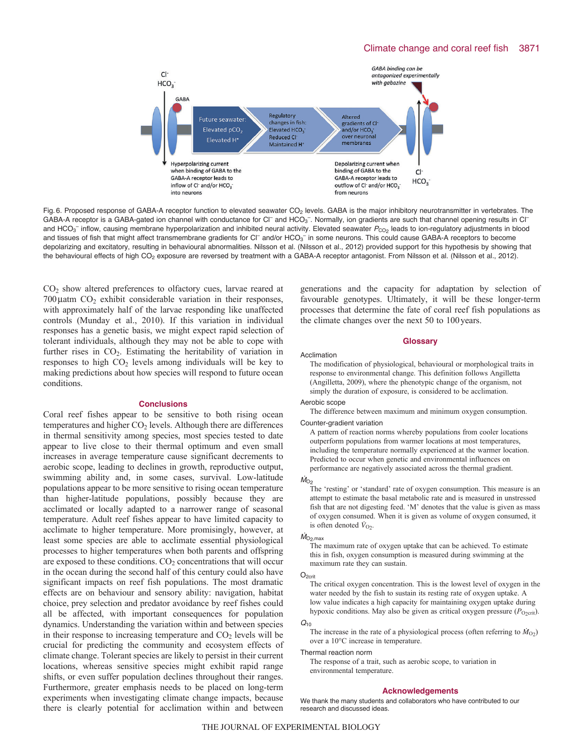Fig. 6. Proposed response of GABA-A receptor function to elevated seawater $CO_2$ levels. GABA is the major inhibitory neurotransmitter in vertebrates. The GABA-A receptor is a GABA-gated ion channel with conductance for $Cl^-$ and $HCO_3^-$. Normally, ion gradients are such that channel opening results in $Cl^-$ and $HCO_3^-$ inflow, causing membrane hyperpolarization and inhibited neural activity. Elevated seawater $P_{CO_2}$ leads to ion-regulatory adjustments in blood and tissues of fish that might affect transmembrane gradients for $Cl^-$ and/or $HCO_3^-$ in some neurons. This could cause GABA-A receptors to become depolarizing and excitatory, resulting in behavioural abnormalities. Nilsson et al. (Nilsson et al., 2012) provided support for this hypothesis by showing that the behavioural effects of high $CO_2$ exposure are reversed by treatment with a GABA-A receptor antagonist. From Nilsson et al. (Nilsson et al., 2012).

$CO_2$ show altered preferences to olfactory cues, larvae reared at 700 μatm $CO_2$ exhibit considerable variation in their responses, with approximately half of the larvae responding like unaffected controls (Munday et al., 2010). If this variation in individual responses has a genetic basis, we might expect rapid selection of tolerant individuals, although they may not be able to cope with further rises in $CO_2$. Estimating the heritability of variation in responses to high $CO_2$ levels among individuals will be key to making predictions about how species will respond to future ocean conditions.

## Conclusions

Coral reef fishes appear to be sensitive to both rising ocean temperatures and higher $CO_2$ levels. Although there are differences in thermal sensitivity among species, most species tested to date appear to live close to their thermal optimum and even small increases in average temperature cause significant decrements to aerobic scope, leading to declines in growth, reproductive output, swimming ability and, in some cases, survival. Low-latitude populations appear to be more sensitive to rising ocean temperature than higher-latitude populations, possibly because they are acclimated or locally adapted to a narrower range of seasonal temperature. Adult reef fishes appear to have limited capacity to acclimate to higher temperature. More promisingly, however, at least some species are able to acclimate essential physiological processes to higher temperatures when both parents and offspring are exposed to these conditions. $CO_2$ concentrations that will occur in the ocean during the second half of this century could also have significant impacts on reef fish populations. The most dramatic effects are on behaviour and sensory ability: navigation, habitat choice, prey selection and predator avoidance by reef fishes could all be affected, with important consequences for population dynamics. Understanding the variation within and between species in their response to increasing temperature and $CO_2$ levels will be crucial for predicting the community and ecosystem effects of climate change. Tolerant species are likely to persist in their current locations, whereas sensitive species might exhibit rapid range shifts, or even suffer population declines throughout their ranges. Furthermore, greater emphasis needs to be placed on long-term experiments when investigating climate change impacts, because there is clearly potential for acclimation within and between generations and the capacity for adaptation by selection of favourable genotypes. Ultimately, it will be these longer-term processes that determine the fate of coral reef fish populations as the climate changes over the next 50 to 100 years.

## Glossary

**Acclimation**
The modification of physiological, behavioural or morphological traits in response to environmental change. This definition follows Angilletta (Angilletta, 2009), where the phenotypic change of the organism, not simply the duration of exposure, is considered to be acclimation.

**Aerobic scope**
The difference between maximum and minimum oxygen consumption.

**Counter-gradient variation**
A pattern of reaction norms whereby populations from cooler locations outperform populations from warmer locations at most temperatures, including the temperature normally experienced at the warmer location. Predicted to occur when genetic and environmental influences on performance are negatively associated across the thermal gradient.

**$\dot{M}_{O_2}$**
The 'resting' or 'standard' rate of oxygen consumption. This measure is an attempt to estimate the basal metabolic rate and is measured in unstressed fish that are not digesting feed. 'M' denotes that the value is given as mass of oxygen consumed. When it is given as volume of oxygen consumed, it is often denoted $\dot{V}_{O_2}$.

**$\dot{M}_{O_2,max}$**
The maximum rate of oxygen uptake that can be achieved. To estimate this in fish, oxygen consumption is measured during swimming at the maximum rate they can sustain.

**$O_{2crit}$**
The critical oxygen concentration. This is the lowest level of oxygen in the water needed by the fish to sustain its resting rate of oxygen uptake. A low value indicates a high capacity for maintaining oxygen uptake during hypoxic conditions. May also be given as critical oxygen pressure ($P_{O_2crit}$).

**$Q_{10}$**
The increase in the rate of a physiological process (often referring to $\dot{M}_{O_2}$) over a 10°C increase in temperature.

**Thermal reaction norm**
The response of a trait, such as aerobic scope, to variation in environmental temperature.

## Acknowledgements

We thank the many students and collaborators who have contributed to our research and discussed ideas.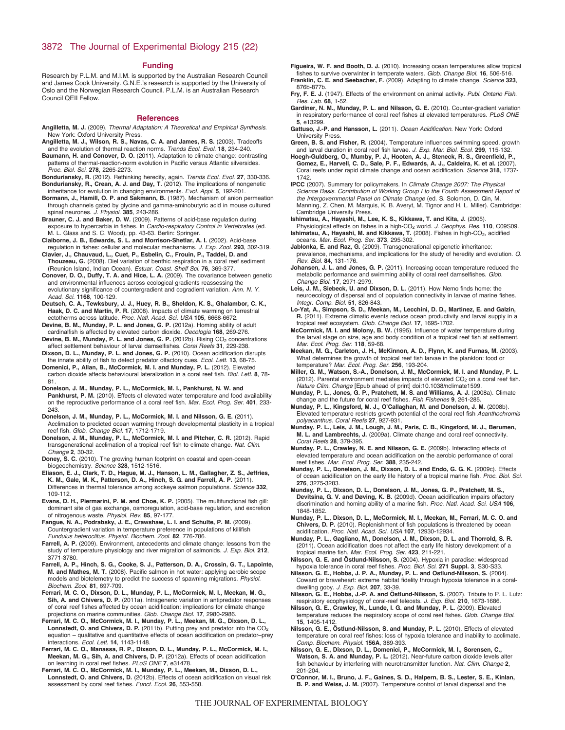## Funding

Research by P.L.M. and M.I.M. is supported by the Australian Research Council and James Cook University. G.N.E.'s research is supported by the University of Oslo and the Norwegian Research Council. P.L.M. is an Australian Research Council QEII Fellow.

## References

**Angilletta, M. J.** (2009). *Thermal Adaptation: A Theoretical and Empirical Synthesis*. New York: Oxford University Press.

**Angilletta, M. J., Wilson, R. S., Navas, C. A. and James, R. S.** (2003). Tradeoffs and the evolution of thermal reaction norms. *Trends Ecol. Evol.* **18**, 234-240.

**Baumann, H. and Conover, D. O.** (2011). Adaptation to climate change: contrasting patterns of thermal-reaction-norm evolution in Pacific versus Atlantic silversides. *Proc. Biol. Sci.* **278**, 2265-2273.

**Bonduriansky, R.** (2012). Rethinking heredity, again. *Trends Ecol. Evol.* **27**, 330-336.

**Bonduriansky, R., Crean, A. J. and Day, T.** (2012). The implications of nongenetic inheritance for evolution in changing environments. *Evol. Appl.* **5**, 192-201.

**Bormann, J., Hamill, O. P. and Sakmann, B.** (1987). Mechanism of anion permeation through channels gated by glycine and gamma-aminobutyric acid in mouse cultured spinal neurones. *J. Physiol.* **385**, 243-286.

**Brauner, C. J. and Baker, D. W.** (2009). Patterns of acid-base regulation during exposure to hypercarbia in fishes. In *Cardio-respiratory Control in Vertebrates* (ed. M. L. Glass and S. C. Wood), pp. 43-63. Berlin: Springer.

**Claiborne, J. B., Edwards, S. L. and Morrison-Shetlar, A. I.** (2002). Acid-base regulation in fishes: cellular and molecular mechanisms. *J. Exp. Zool.* **293**, 302-319.

**Clavier, J., Chauvaud, L., Cuet, P., Esbelin, C., Frouin, P., Taddei, D. and Thouzeau, G.** (2008). Diel variation of benthic respiration in a coral reef sediment (Reunion Island, Indian Ocean). *Estuar. Coast. Shelf Sci.* **76**, 369-377.

**Conover, D. O., Duffy, T. A. and Hice, L. A.** (2009). The covariance between genetic and environmental influences across ecological gradients reassessing the evolutionary significance of countergradient and cogradient variation. *Ann. N. Y. Acad. Sci.* **1168**, 100-129.

**Deutsch, C. A., Tewksbury, J. J., Huey, R. B., Sheldon, K. S., Ghalambor, C. K., Haak, D. C. and Martin, P. R.** (2008). Impacts of climate warming on terrestrial ectotherms across latitude. *Proc. Natl. Acad. Sci. USA* **105**, 6668-6672.

**Devine, B. M., Munday, P. L. and Jones, G. P.** (2012a). Homing ability of adult cardinalfish is affected by elevated carbon dioxide. *Oecologia* **168**, 269-276.

**Devine, B. M., Munday, P. L. and Jones, G. P.** (2012b). Rising $CO_2$ concentrations affect settlement behaviour of larval damselfishes. *Coral Reefs* **31**, 229-238.

**Dixson, D. L., Munday, P. L. and Jones, G. P.** (2010). Ocean acidification disrupts the innate ability of fish to detect predator olfactory cues. *Ecol. Lett.* **13**, 68-75.

**Domenici, P., Allan, B., McCormick, M. I. and Munday, P. L.** (2012). Elevated carbon dioxide affects behavioural lateralization in a coral reef fish. *Biol. Lett.* **8**, 78-81.

**Donelson, J. M., Munday, P. L., McCormick, M. I., Pankhurst, N. W. and Pankhurst, P. M.** (2010). Effects of elevated water temperature and food availability on the reproductive performance of a coral reef fish. *Mar. Ecol. Prog. Ser.* **401**, 233-243.

**Donelson, J. M., Munday, P. L., McCormick, M. I. and Nilsson, G. E.** (2011). Acclimation to predicted ocean warming through developmental plasticity in a tropical reef fish. *Glob. Change Biol.* **17**, 1712-1719.

**Donelson, J. M., Munday, P. L., McCormick, M. I. and Pitcher, C. R.** (2012). Rapid transgenerational acclimation of a tropical reef fish to climate change. *Nat. Clim. Change* **2**, 30-32.

**Doney, S. C.** (2010). The growing human footprint on coastal and open-ocean biogeochemistry. *Science* **328**, 1512-1516.

**Eliason, E. J., Clark, T. D., Hague, M. J., Hanson, L. M., Gallagher, Z. S., Jeffries, K. M., Gale, M. K., Patterson, D. A., Hinch, S. G. and Farrell, A. P.** (2011). Differences in thermal tolerance among sockeye salmon populations. *Science* **332**, 109-112.

**Evans, D. H., Piermarini, P. M. and Choe, K. P.** (2005). The multifunctional fish gill: dominant site of gas exchange, osmoregulation, acid-base regulation, and excretion of nitrogenous waste. *Physiol. Rev.* **85**, 97-177.

**Fangue, N. A., Podrabsky, J. E., Crawshaw, L. I. and Schulte, P. M.** (2009). Countergradient variation in temperature preference in populations of killifish *Fundulus heteroclitus*. *Physiol. Biochem. Zool.* **82**, 776-786.

**Farrell, A. P.** (2009). Environment, antecedents and climate change: lessons from the study of temperature physiology and river migration of salmonids. *J. Exp. Biol.* **212**, 3771-3780.

**Farrell, A. P., Hinch, S. G., Cooke, S. J., Patterson, D. A., Crossin, G. T., Lapointe, M. and Mathes, M. T.** (2008). Pacific salmon in hot water: applying aerobic scope models and biotelemetry to predict the success of spawning migrations. *Physiol. Biochem. Zool.* **81**, 697-709.

**Ferrari, M. C. O., Dixson, D. L., Munday, P. L., McCormick, M. I., Meekan, M. G., Sih, A. and Chivers, D. P.** (2011a). Intrageneric variation in antipredator responses of coral reef fishes affected by ocean acidification: implications for climate change projections on marine communities. *Glob. Change Biol.* **17**, 2980-2986.

**Ferrari, M. C. O., McCormick, M. I., Munday, P. L., Meekan, M. G., Dixson, D. L., Lonnstedt, O. and Chivers, D. P.** (2011b). Putting prey and predator into the $CO_2$ equation – qualitative and quantitative effects of ocean acidification on predator–prey interactions. *Ecol. Lett.* **14**, 1143-1148.

**Ferrari, M. C. O., Manassa, R. P., Dixson, D. L., Munday, P. L., McCormick, M. I., Meekan, M. G., Sih, A. and Chivers, D. P.** (2012a). Effects of ocean acidification on learning in coral reef fishes. *PLoS ONE* **7**, e31478.

**Ferrari, M. C. O., McCormick, M. I., Munday, P. L., Meekan, M. G., Dixson, D. L., Lonnstedt, O. and Chivers, D.** (2012b). Effects of ocean acidification on visual risk assessment by coral reef fishes. *Funct. Ecol.* **26**, 553-558.

**Figueira, W. F. and Booth, D. J.** (2010). Increasing ocean temperatures allow tropical fishes to survive overwinter in temperate waters. *Glob. Change Biol.* **16**, 506-516.

**Franklin, C. E. and Seebacher, F.** (2009). Adapting to climate change. *Science* **323**, 876b-877b.

**Fry, F. E. J.** (1947). Effects of the environment on animal activity. *Publ. Ontario Fish. Res. Lab.* **68**, 1-52.

**Gardiner, N. M., Munday, P. L. and Nilsson, G. E.** (2010). Counter-gradient variation in respiratory performance of coral reef fishes at elevated temperatures. *PLoS ONE* **5**, e13299.

**Gattuso, J.-P. and Hansson, L.** (2011). *Ocean Acidification*. New York: Oxford University Press.

**Green, B. S. and Fisher, R.** (2004). Temperature influences swimming speed, growth and larval duration in coral reef fish larvae. *J. Exp. Mar. Biol. Ecol.* **299**, 115-132.

**Hoegh-Guldberg, O., Mumby, P. J., Hooten, A. J., Steneck, R. S., Greenfield, P., Gomez, E., Harvell, C. D., Sale, P. F., Edwards, A. J., Caldeira, K. et al.** (2007). Coral reefs under rapid climate change and ocean acidification. *Science* **318**, 1737-1742.

**IPCC** (2007). Summary for policymakers. In *Climate Change 2007: The Physical Science Basis. Contribution of Working Group I to the Fourth Assessment Report of the Intergovernmental Panel on Climate Change* (ed. S. Solomon, D. Qin, M. Manning, Z. Chen, M. Marquis, K. B. Averyt, M. Tignor and H. L. Miller). Cambridge: Cambridge University Press.

**Ishimatsu, A., Hayashi, M., Lee, K. S., Kikkawa, T. and Kita, J.** (2005). Physiological effects on fishes in a high-$CO_2$ world. *J. Geophys. Res.* **110**, C09S09.

**Ishimatsu, A., Hayashi, M. and Kikkawa, T.** (2008). Fishes in high-$CO_2$, acidified oceans. *Mar. Ecol. Prog. Ser.* **373**, 295-302.

**Jablonka, E. and Raz, G.** (2009). Transgenerational epigenetic inheritance: prevalence, mechanisms, and implications for the study of heredity and evolution. *Q. Rev. Biol.* **84**, 131-176.

**Johansen, J. L. and Jones, G. P.** (2011). Increasing ocean temperature reduced the metabolic performance and swimming ability of coral reef damselfishes. *Glob. Change Biol.* **17**, 2971-2979.

**Leis, J. M., Siebeck, U. and Dixson, D. L.** (2011). How Nemo finds home: the neuroecology of dispersal and of population connectivity in larvae of marine fishes. *Integr. Comp. Biol.* **51**, 826-843.

**Lo-Yat, A., Simpson, S. D., Meekan, M., Lecchini, D. D., Martinez, E. and Galzin, R.** (2011). Extreme climatic events reduce ocean productivity and larval supply in a tropical reef ecosystem. *Glob. Change Biol.* **17**, 1695-1702.

**McCormick, M. I. and Molony, B. W.** (1995). Influence of water temperature during the larval stage on size, age and body condition of a tropical reef fish at settlement. *Mar. Ecol. Prog. Ser.* **118**, 59-68.

**Meekan, M. G., Carleton, J. H., McKinnon, A. D., Flynn, K. and Furnas, M.** (2003). What determines the growth of tropical reef fish larvae in the plankton: food or temperature? *Mar. Ecol. Prog. Ser.* **256**, 193-204.

**Miller, G. M., Watson, S.-A., Donelson, J. M., McCormick, M. I. and Munday, P. L.** (2012). Parental environment mediates impacts of elevated $CO_2$ on a coral reef fish. *Nature Clim. Change* [Epub ahead of print] doi:10.1038/nclimate1599.

**Munday, P. L., Jones, G. P., Pratchett, M. S. and Williams, A. J.** (2008a). Climate change and the future for coral reef fishes. *Fish Fisheries* **9**, 261-285.

**Munday, P. L., Kingsford, M. J., O'Callaghan, M. and Donelson, J. M.** (2008b). Elevated temperature restricts growth potential of the coral reef fish *Acanthochromis polyacanthus*. *Coral Reefs* **27**, 927-931.

**Munday, P. L., Leis, J. M., Lough, J. M., Paris, C. B., Kingsford, M. J., Berumen, M. L. and Lambrechts, J.** (2009a). Climate change and coral reef connectivity. *Coral Reefs* **28**, 379-395.

**Munday, P. L., Crawley, N. E. and Nilsson, G. E.** (2009b). Interacting effects of elevated temperature and ocean acidification on the aerobic performance of coral reef fishes. *Mar. Ecol. Prog. Ser.* **388**, 235-242.

**Munday, P. L., Donelson, J. M., Dixson, D. L. and Endo, G. G. K.** (2009c). Effects of ocean acidification on the early life history of a tropical marine fish. *Proc. Biol. Sci.* **276**, 3275-3283.

**Munday, P. L., Dixson, D. L., Donelson, J. M., Jones, G. P., Pratchett, M. S., Devitsina, G. V. and Doving, K. B.** (2009d). Ocean acidification impairs olfactory discrimination and homing ability of a marine fish. *Proc. Natl. Acad. Sci. USA* **106**, 1848-1852.

**Munday, P. L., Dixson, D. L., McCormick, M. I., Meekan, M., Ferrari, M. C. O. and Chivers, D. P.** (2010). Replenishment of fish populations is threatened by ocean acidification. *Proc. Natl. Acad. Sci. USA* **107**, 12930-12934.

**Munday, P. L., Gagliano, M., Donelson, J. M., Dixson, D. L. and Thorrold, S. R.** (2011). Ocean acidification does not affect the early life history development of a tropical marine fish. *Mar. Ecol. Prog. Ser.* **423**, 211-221.

**Nilsson, G. E. and Östlund-Nilsson, S.** (2004). Hypoxia in paradise: widespread hypoxia tolerance in coral reef fishes. *Proc. Biol. Sci.* **271 Suppl. 3**, S30-S33.

**Nilsson, G. E., Hobbs, J. P. A., Munday, P. L. and Ostlund-Nilsson, S.** (2004). Coward or braveheart: extreme habitat fidelity through hypoxia tolerance in a coral-dwelling goby. *J. Exp. Biol.* **207**, 33-39.

**Nilsson, G. E., Hobbs, J.-P. A. and Östlund-Nilsson, S.** (2007). Tribute to P. L. Lutz: respiratory ecophysiology of coral-reef teleosts. *J. Exp. Biol.* **210**, 1673-1686.

**Nilsson, G. E., Crawley, N., Lunde, I. G. and Munday, P. L.** (2009). Elevated temperature reduces the respiratory scope of coral reef fishes. *Glob. Change Biol.* **15**, 1405-1412.

**Nilsson, G. E., Östlund-Nilsson, S. and Munday, P. L.** (2010). Effects of elevated temperature on coral reef fishes: loss of hypoxia tolerance and inability to acclimate. *Comp. Biochem. Physiol.* **156A**, 389-393.

**Nilsson, G. E., Dixson, D. L., Domenici, P., McCormick, M. I., Sorensen, C., Watson, S. A. and Munday, P. L.** (2012). Near-future carbon dioxide levels alter fish behaviour by interfering with neurotransmitter function. *Nat. Clim. Change* **2**, 201-204.

**O'Connor, M. I., Bruno, J. F., Gaines, S. D., Halpern, B. S., Lester, S. E., Kinlan, B. P. and Weiss, J. M.** (2007). Temperature control of larval dispersal and the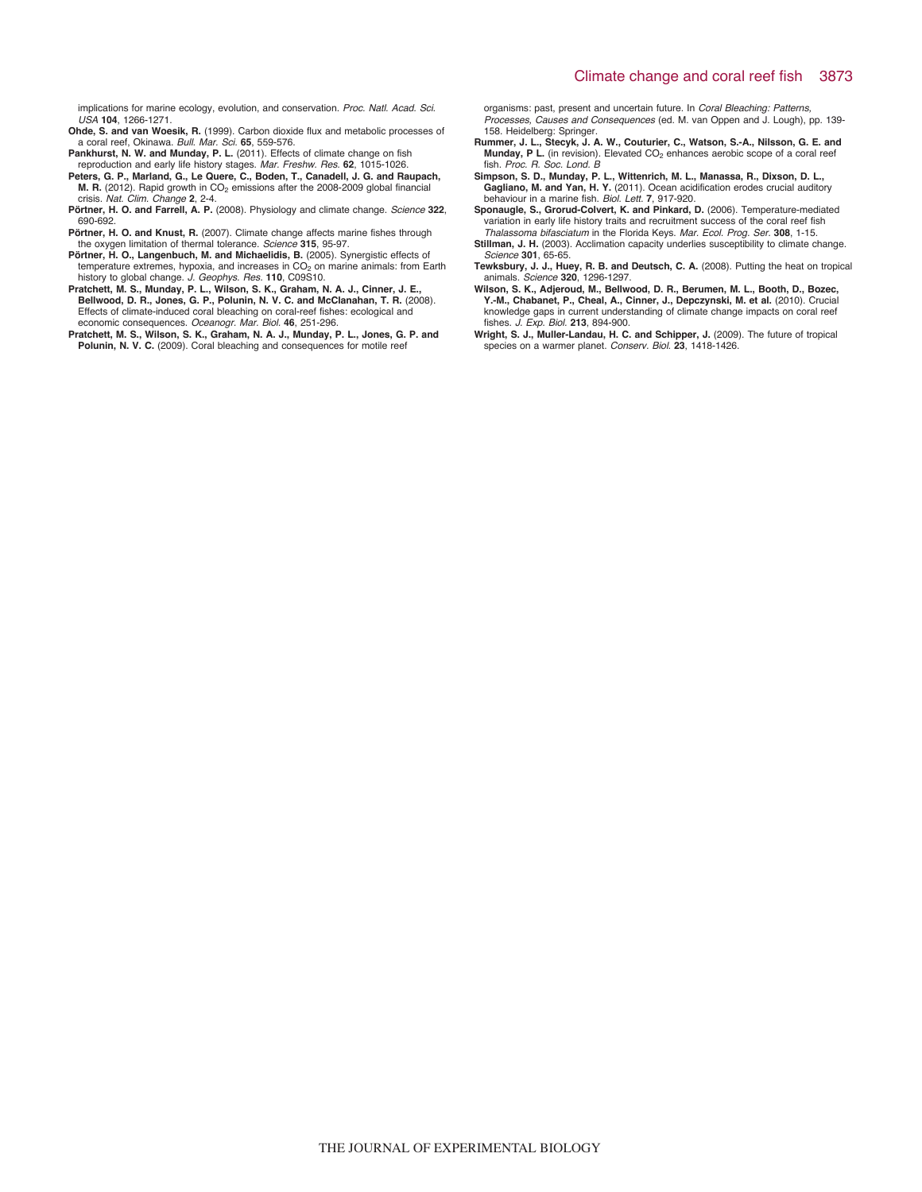implications for marine ecology, evolution, and conservation. *Proc. Natl. Acad. Sci. USA* **104**, 1266-1271.

**Ohde, S. and van Woesik, R.** (1999). Carbon dioxide flux and metabolic processes of a coral reef, Okinawa. *Bull. Mar. Sci.* **65**, 559-576.

**Pankhurst, N. W. and Munday, P. L.** (2011). Effects of climate change on fish reproduction and early life history stages. *Mar. Freshw. Res.* **62**, 1015-1026.

**Peters, G. P., Marland, G., Le Quere, C., Boden, T., Canadell, J. G. and Raupach, M. R.** (2012). Rapid growth in $CO_2$ emissions after the 2008-2009 global financial crisis. *Nat. Clim. Change* **2**, 2-4.

**Pörtner, H. O. and Farrell, A. P.** (2008). Physiology and climate change. *Science* **322**, 690-692.

**Pörtner, H. O. and Knust, R.** (2007). Climate change affects marine fishes through the oxygen limitation of thermal tolerance. *Science* **315**, 95-97.

**Pörtner, H. O., Langenbuch, M. and Michaelidis, B.** (2005). Synergistic effects of temperature extremes, hypoxia, and increases in $CO_2$ on marine animals: from Earth history to global change. *J. Geophys. Res.* **110**, C09S10.

**Pratchett, M. S., Munday, P. L., Wilson, S. K., Graham, N. A. J., Cinner, J. E., Bellwood, D. R., Jones, G. P., Polunin, N. V. C. and McClanahan, T. R.** (2008). Effects of climate-induced coral bleaching on coral-reef fishes: ecological and economic consequences. *Oceanogr. Mar. Biol.* **46**, 251-296.

**Pratchett, M. S., Wilson, S. K., Graham, N. A. J., Munday, P. L., Jones, G. P. and Polunin, N. V. C.** (2009). Coral bleaching and consequences for motile reef organisms: past, present and uncertain future. In *Coral Bleaching: Patterns, Processes, Causes and Consequences* (ed. M. van Oppen and J. Lough), pp. 139-158. Heidelberg: Springer.

**Rummer, J. L., Stecyk, J. A. W., Couturier, C., Watson, S.-A., Nilsson, G. E. and Munday, P L.** (in revision). Elevated $CO_2$ enhances aerobic scope of a coral reef fish. *Proc. R. Soc. Lond. B*

**Simpson, S. D., Munday, P. L., Wittenrich, M. L., Manassa, R., Dixson, D. L., Gagliano, M. and Yan, H. Y.** (2011). Ocean acidification erodes crucial auditory behaviour in a marine fish. *Biol. Lett.* **7**, 917-920.

**Sponaugle, S., Grorud-Colvert, K. and Pinkard, D.** (2006). Temperature-mediated variation in early life history traits and recruitment success of the coral reef fish *Thalassoma bifasciatum* in the Florida Keys. *Mar. Ecol. Prog. Ser.* **308**, 1-15.

**Stillman, J. H.** (2003). Acclimation capacity underlies susceptibility to climate change. *Science* **301**, 65-65.

**Tewksbury, J. J., Huey, R. B. and Deutsch, C. A.** (2008). Putting the heat on tropical animals. *Science* **320**, 1296-1297.

**Wilson, S. K., Adjeroud, M., Bellwood, D. R., Berumen, M. L., Booth, D., Bozec, Y.-M., Chabanet, P., Cheal, A., Cinner, J., Depczynski, M. et al.** (2010). Crucial knowledge gaps in current understanding of climate change impacts on coral reef fishes. *J. Exp. Biol.* **213**, 894-900.

**Wright, S. J., Muller-Landau, H. C. and Schipper, J.** (2009). The future of tropical species on a warmer planet. *Conserv. Biol.* **23**, 1418-1426.